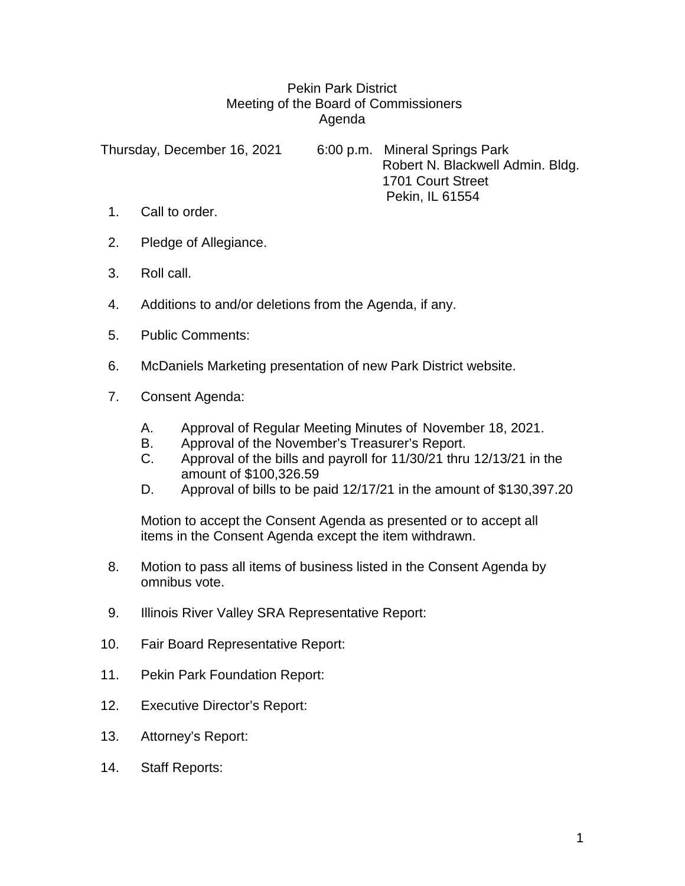# Pekin Park District
## Meeting of the Board of Commissioners
## Agenda

Thursday, December 16, 2021 6:00 p.m. Mineral Springs Park
Robert N. Blackwell Admin. Bldg.
1701 Court Street
Pekin, IL 61554

1. Call to order.

2. Pledge of Allegiance.

3. Roll call.

4. Additions to and/or deletions from the Agenda, if any.

5. Public Comments:

6. McDaniels Marketing presentation of new Park District website.

7. Consent Agenda:

   A. Approval of Regular Meeting Minutes of November 18, 2021.
   B. Approval of the November's Treasurer's Report.
   C. Approval of the bills and payroll for 11/30/21 thru 12/13/21 in the amount of $100,326.59
   D. Approval of bills to be paid 12/17/21 in the amount of $130,397.20

   Motion to accept the Consent Agenda as presented or to accept all items in the Consent Agenda except the item withdrawn.

8. Motion to pass all items of business listed in the Consent Agenda by omnibus vote.

9. Illinois River Valley SRA Representative Report:

10. Fair Board Representative Report:

11. Pekin Park Foundation Report:

12. Executive Director's Report:

13. Attorney's Report:

14. Staff Reports: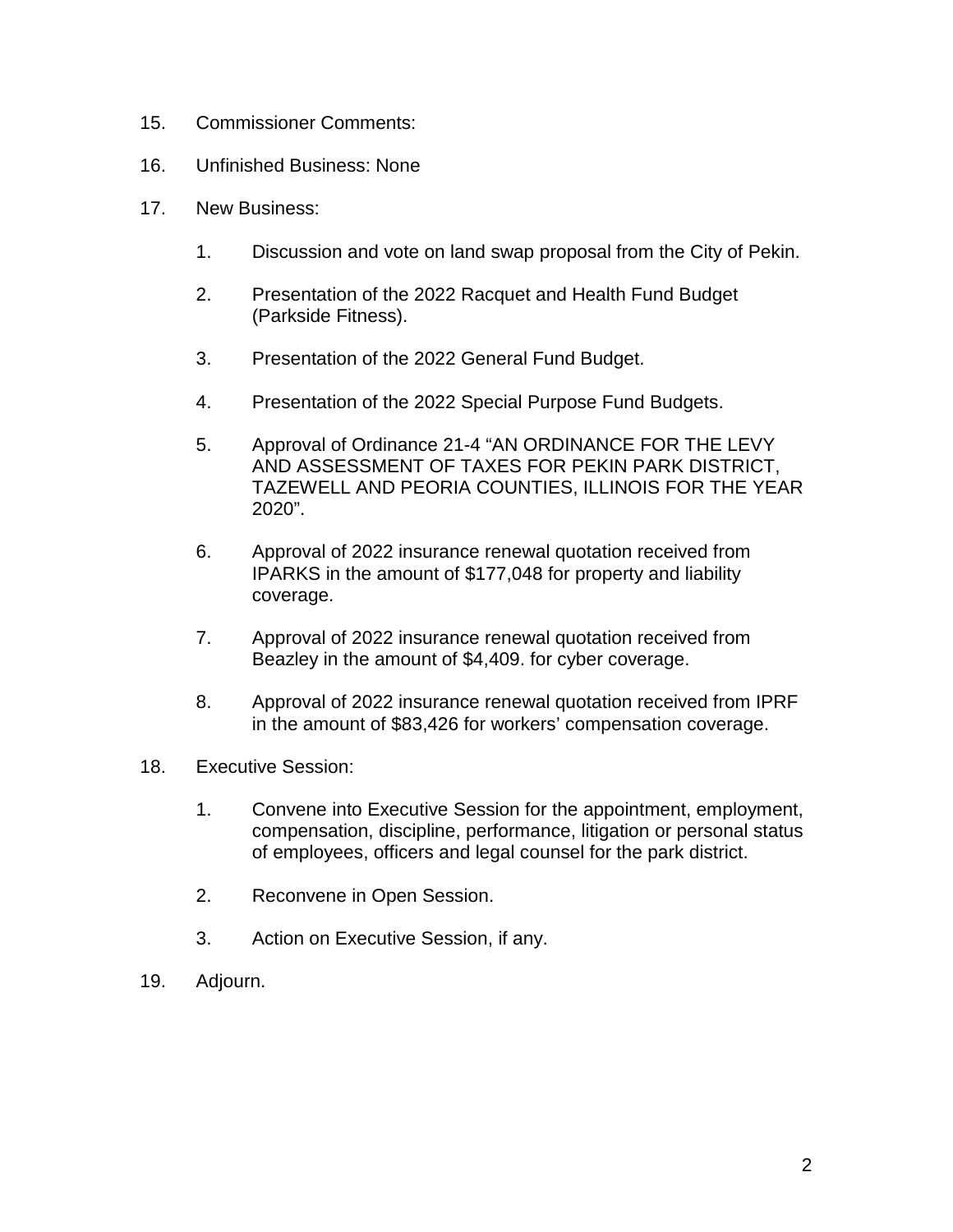15. Commissioner Comments:

16. Unfinished Business: None

17. New Business:

    1. Discussion and vote on land swap proposal from the City of Pekin.

    2. Presentation of the 2022 Racquet and Health Fund Budget (Parkside Fitness).

    3. Presentation of the 2022 General Fund Budget.

    4. Presentation of the 2022 Special Purpose Fund Budgets.

    5. Approval of Ordinance 21-4 "AN ORDINANCE FOR THE LEVY AND ASSESSMENT OF TAXES FOR PEKIN PARK DISTRICT, TAZEWELL AND PEORIA COUNTIES, ILLINOIS FOR THE YEAR 2020".

    6. Approval of 2022 insurance renewal quotation received from IPARKS in the amount of $177,048 for property and liability coverage.

    7. Approval of 2022 insurance renewal quotation received from Beazley in the amount of $4,409. for cyber coverage.

    8. Approval of 2022 insurance renewal quotation received from IPRF in the amount of $83,426 for workers' compensation coverage.

18. Executive Session:

    1. Convene into Executive Session for the appointment, employment, compensation, discipline, performance, litigation or personal status of employees, officers and legal counsel for the park district.

    2. Reconvene in Open Session.

    3. Action on Executive Session, if any.

19. Adjourn.